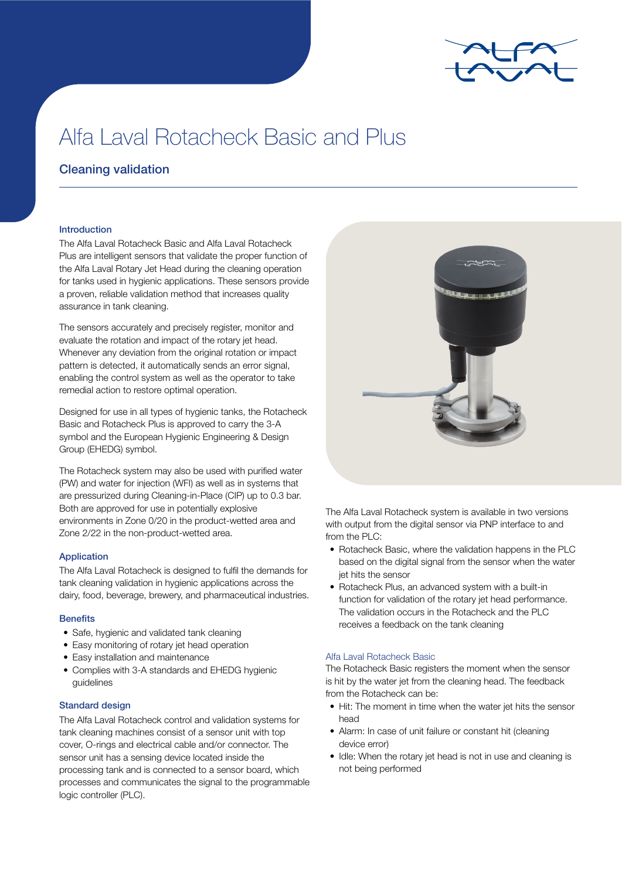// Alfa Laval Rotacheck Basic and Plus

## Cleaning validation

### Introduction

The Alfa Laval Rotacheck Basic and Alfa Laval Rotacheck Plus are intelligent sensors that validate the proper function of the Alfa Laval Rotary Jet Head during the cleaning operation for tanks used in hygienic applications. These sensors provide a proven, reliable validation method that increases quality assurance in tank cleaning.

The sensors accurately and precisely register, monitor and evaluate the rotation and impact of the rotary jet head. Whenever any deviation from the original rotation or impact pattern is detected, it automatically sends an error signal, enabling the control system as well as the operator to take remedial action to restore optimal operation.

Designed for use in all types of hygienic tanks, the Rotacheck Basic and Rotacheck Plus is approved to carry the 3-A symbol and the European Hygienic Engineering & Design Group (EHEDG) symbol.

The Rotacheck system may also be used with purified water (PW) and water for injection (WFI) as well as in systems that are pressurized during Cleaning-in-Place (CIP) up to 0.3 bar. Both are approved for use in potentially explosive environments in Zone 0/20 in the product-wetted area and Zone 2/22 in the non-product-wetted area.

### Application

The Alfa Laval Rotacheck is designed to fulfil the demands for tank cleaning validation in hygienic applications across the dairy, food, beverage, brewery, and pharmaceutical industries.

### Benefits

- Safe, hygienic and validated tank cleaning
- Easy monitoring of rotary jet head operation
- Easy installation and maintenance
- Complies with 3-A standards and EHEDG hygienic guidelines

### Standard design

The Alfa Laval Rotacheck control and validation systems for tank cleaning machines consist of a sensor unit with top cover, O-rings and electrical cable and/or connector. The sensor unit has a sensing device located inside the processing tank and is connected to a sensor board, which processes and communicates the signal to the programmable logic controller (PLC).

The Alfa Laval Rotacheck system is available in two versions with output from the digital sensor via PNP interface to and from the PLC:

- Rotacheck Basic, where the validation happens in the PLC based on the digital signal from the sensor when the water jet hits the sensor
- Rotacheck Plus, an advanced system with a built-in function for validation of the rotary jet head performance. The validation occurs in the Rotacheck and the PLC receives a feedback on the tank cleaning

#### Alfa Laval Rotacheck Basic

The Rotacheck Basic registers the moment when the sensor is hit by the water jet from the cleaning head. The feedback from the Rotacheck can be:

- Hit: The moment in time when the water jet hits the sensor head
- Alarm: In case of unit failure or constant hit (cleaning device error)
- Idle: When the rotary jet head is not in use and cleaning is not being performed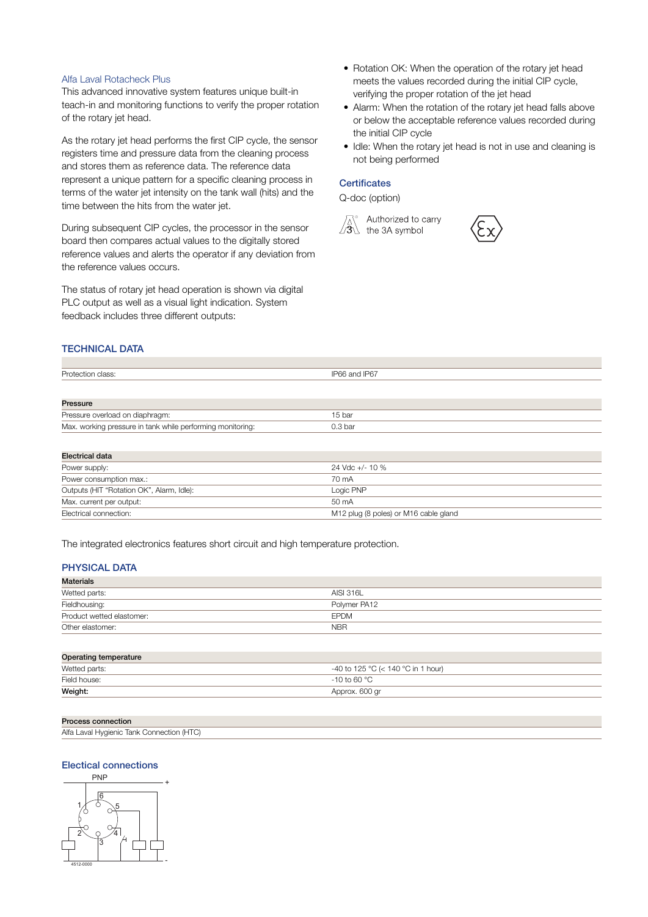### Alfa Laval Rotacheck Plus

This advanced innovative system features unique built-in teach-in and monitoring functions to verify the proper rotation of the rotary jet head.

As the rotary jet head performs the first CIP cycle, the sensor registers time and pressure data from the cleaning process and stores them as reference data. The reference data represent a unique pattern for a specific cleaning process in terms of the water jet intensity on the tank wall (hits) and the time between the hits from the water jet.

During subsequent CIP cycles, the processor in the sensor board then compares actual values to the digitally stored reference values and alerts the operator if any deviation from the reference values occurs.

The status of rotary jet head operation is shown via digital PLC output as well as a visual light indication. System feedback includes three different outputs:

- Rotation OK: When the operation of the rotary jet head meets the values recorded during the initial CIP cycle, verifying the proper rotation of the jet head
- Alarm: When the rotation of the rotary jet head falls above or below the acceptable reference values recorded during the initial CIP cycle
- Idle: When the rotary jet head is not in use and cleaning is not being performed

### Certificates

Q-doc (option)

Authorized to carry the 3A symbol

## TECHNICAL DATA

| | |
|---|---|
| Protection class: | IP66 and IP67 |

| Pressure | |
|---|---|
| Pressure overload on diaphragm: | 15 bar |
| Max. working pressure in tank while performing monitoring: | 0.3 bar |

| Electrical data | |
|---|---|
| Power supply: | 24 Vdc +/- 10 % |
| Power consumption max.: | 70 mA |
| Outputs (HIT "Rotation OK", Alarm, Idle): | Logic PNP |
| Max. current per output: | 50 mA |
| Electrical connection: | M12 plug (8 poles) or M16 cable gland |

The integrated electronics features short circuit and high temperature protection.

## PHYSICAL DATA

| Materials | |
|---|---|
| Wetted parts: | AISI 316L |
| Fieldhousing: | Polymer PA12 |
| Product wetted elastomer: | EPDM |
| Other elastomer: | NBR |

| Operating temperature | |
|---|---|
| Wetted parts: | -40 to 125 °C (< 140 °C in 1 hour) |
| Field house: | -10 to 60 °C |
| **Weight:** | Approx. 600 gr |

| Process connection |
|---|
| Alfa Laval Hygienic Tank Connection (HTC) |

### Electical connections

PNP

4512-0000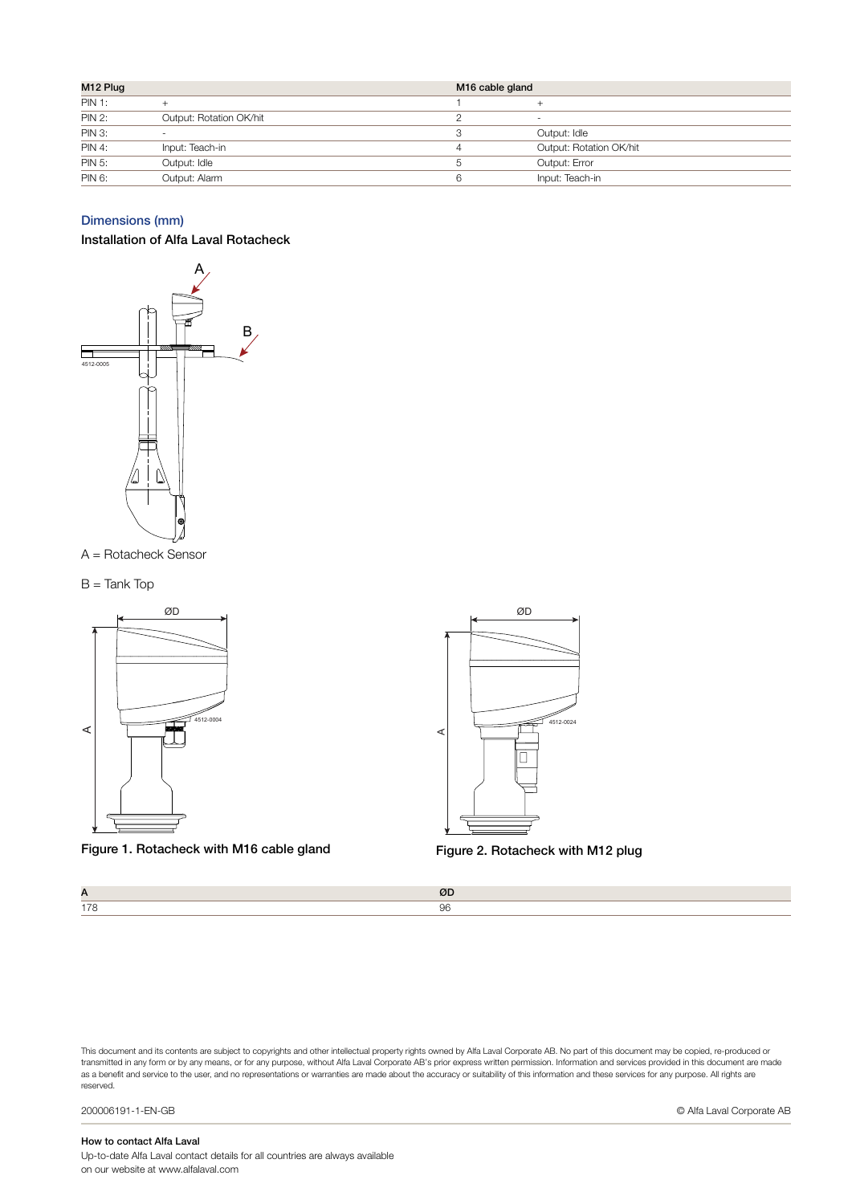| M12 Plug | | M16 cable gland | |
|---|---|---|---|
| PIN 1: | + | 1 | + |
| PIN 2: | Output: Rotation OK/hit | 2 | - |
| PIN 3: | - | 3 | Output: Idle |
| PIN 4: | Input: Teach-in | 4 | Output: Rotation OK/hit |
| PIN 5: | Output: Idle | 5 | Output: Error |
| PIN 6: | Output: Alarm | 6 | Input: Teach-in |

## Dimensions (mm)

### Installation of Alfa Laval Rotacheck

A

B

4512-0005

A = Rotacheck Sensor

B = Tank Top

ØD

A

4512-0004

Figure 1. Rotacheck with M16 cable gland

ØD

A

4512-0024

Figure 2. Rotacheck with M12 plug

| A | ØD |
|---|---|
| 178 | 96 |

This document and its contents are subject to copyrights and other intellectual property rights owned by Alfa Laval Corporate AB. No part of this document may be copied, re-produced or transmitted in any form or by any means, or for any purpose, without Alfa Laval Corporate AB's prior express written permission. Information and services provided in this document are made as a benefit and service to the user, and no representations or warranties are made about the accuracy or suitability of this information and these services for any purpose. All rights are reserved.

200006191-1-EN-GB

© Alfa Laval Corporate AB

**How to contact Alfa Laval**

Up-to-date Alfa Laval contact details for all countries are always available on our website at www.alfalaval.com